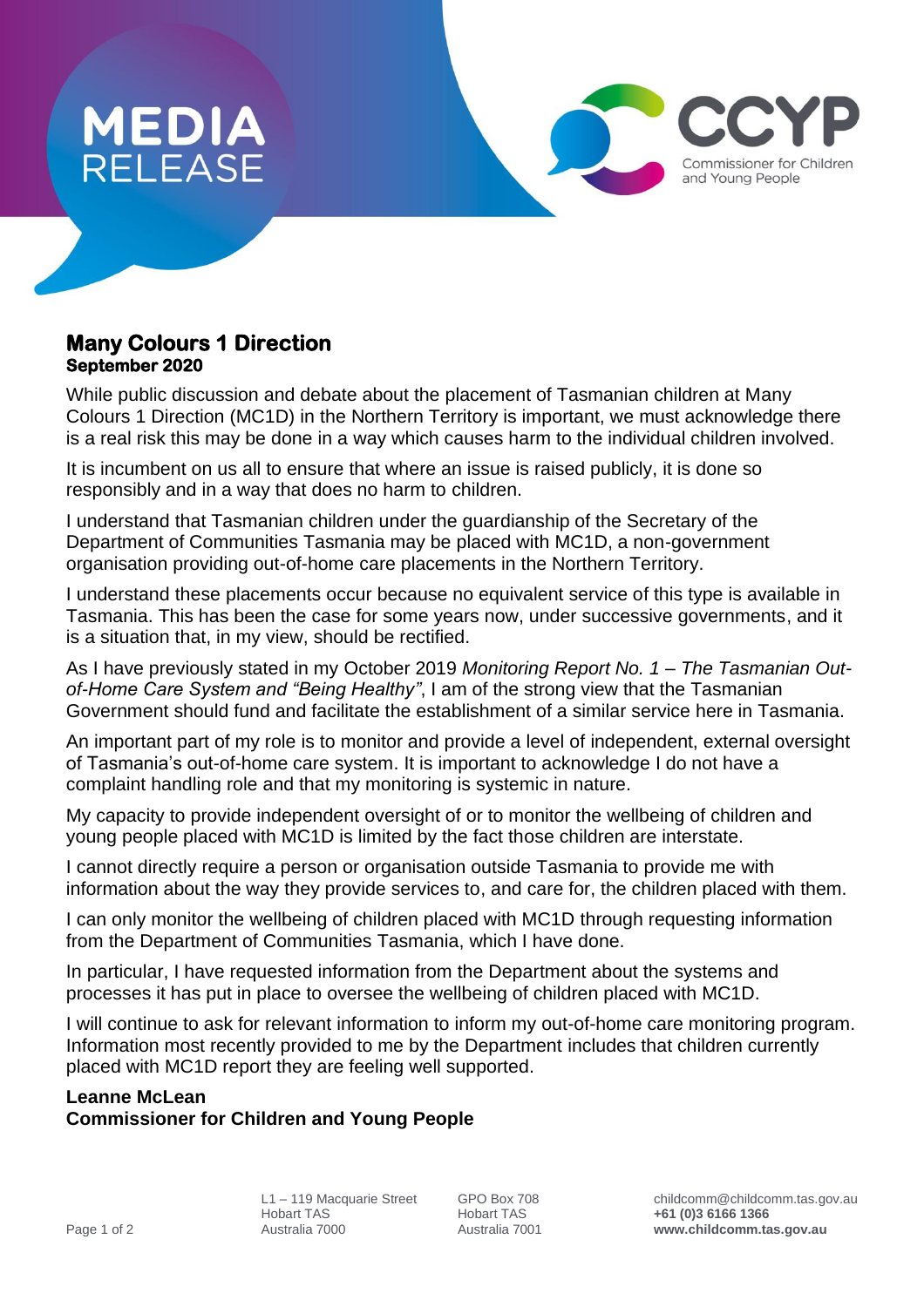# MEDIA RELEASE

**CCYP**
Commissioner for Children and Young People

## Many Colours 1 Direction

**September 2020**

While public discussion and debate about the placement of Tasmanian children at Many Colours 1 Direction (MC1D) in the Northern Territory is important, we must acknowledge there is a real risk this may be done in a way which causes harm to the individual children involved.

It is incumbent on us all to ensure that where an issue is raised publicly, it is done so responsibly and in a way that does no harm to children.

I understand that Tasmanian children under the guardianship of the Secretary of the Department of Communities Tasmania may be placed with MC1D, a non-government organisation providing out-of-home care placements in the Northern Territory.

I understand these placements occur because no equivalent service of this type is available in Tasmania. This has been the case for some years now, under successive governments, and it is a situation that, in my view, should be rectified.

As I have previously stated in my October 2019 *Monitoring Report No. 1 – The Tasmanian Out-of-Home Care System and "Being Healthy"*, I am of the strong view that the Tasmanian Government should fund and facilitate the establishment of a similar service here in Tasmania.

An important part of my role is to monitor and provide a level of independent, external oversight of Tasmania's out-of-home care system. It is important to acknowledge I do not have a complaint handling role and that my monitoring is systemic in nature.

My capacity to provide independent oversight of or to monitor the wellbeing of children and young people placed with MC1D is limited by the fact those children are interstate.

I cannot directly require a person or organisation outside Tasmania to provide me with information about the way they provide services to, and care for, the children placed with them.

I can only monitor the wellbeing of children placed with MC1D through requesting information from the Department of Communities Tasmania, which I have done.

In particular, I have requested information from the Department about the systems and processes it has put in place to oversee the wellbeing of children placed with MC1D.

I will continue to ask for relevant information to inform my out-of-home care monitoring program. Information most recently provided to me by the Department includes that children currently placed with MC1D report they are feeling well supported.

**Leanne McLean**
**Commissioner for Children and Young People**

L1 – 119 Macquarie Street
Hobart TAS
Australia 7000

GPO Box 708
Hobart TAS
Australia 7001

childcomm@childcomm.tas.gov.au
**+61 (0)3 6166 1366**
**www.childcomm.tas.gov.au**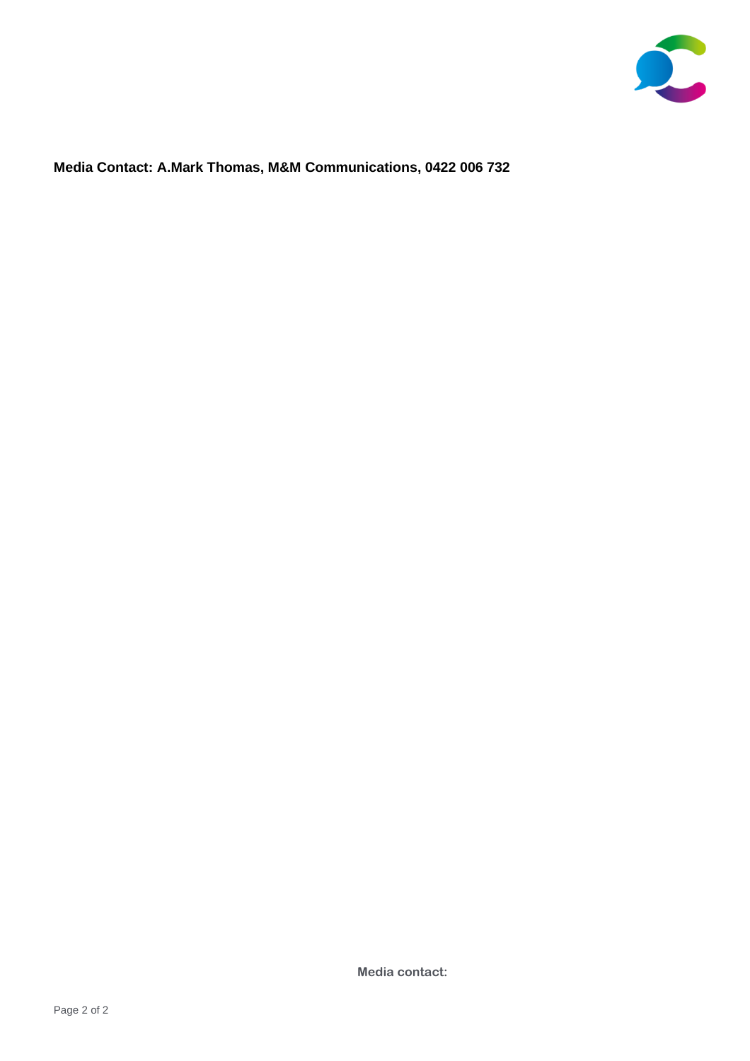**Media Contact: A.Mark Thomas, M&M Communications, 0422 006 732**

**Media contact:**